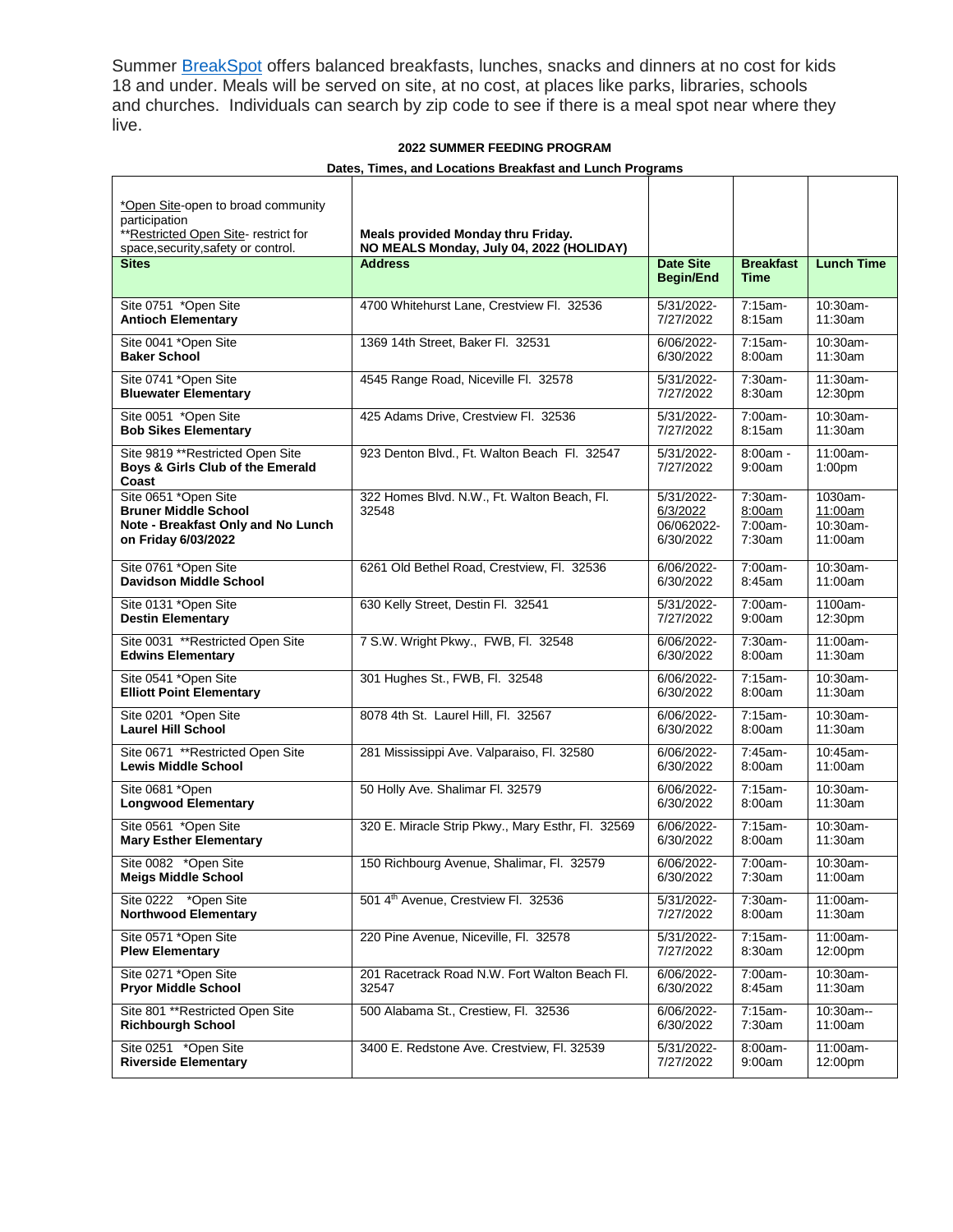Summer BreakSpot offers balanced breakfasts, lunches, snacks and dinners at no cost for kids 18 and under. Meals will be served on site, at no cost, at places like parks, libraries, schools and churches. Individuals can search by zip code to see if there is a meal spot near where they live.

**2022 SUMMER FEEDING PROGRAM**

**Dates, Times, and Locations Breakfast and Lunch Programs**

| *Open Site-open to broad community participation<br>**Restricted Open Site- restrict for space,security,safety or control. | **Meals provided Monday thru Friday.<br>NO MEALS Monday, July 04, 2022 (HOLIDAY)** | | | |
|---|---|---|---|---|
| **Sites** | **Address** | **Date Site Begin/End** | **Breakfast Time** | **Lunch Time** |
| Site 0751 *Open Site<br>**Antioch Elementary** | 4700 Whitehurst Lane, Crestview Fl. 32536 | 5/31/2022-7/27/2022 | 7:15am-8:15am | 10:30am-11:30am |
| Site 0041 *Open Site<br>**Baker School** | 1369 14th Street, Baker Fl. 32531 | 6/06/2022-6/30/2022 | 7:15am-8:00am | 10:30am-11:30am |
| Site 0741 *Open Site<br>**Bluewater Elementary** | 4545 Range Road, Niceville Fl. 32578 | 5/31/2022-7/27/2022 | 7:30am-8:30am | 11:30am-12:30pm |
| Site 0051 *Open Site<br>**Bob Sikes Elementary** | 425 Adams Drive, Crestview Fl. 32536 | 5/31/2022-7/27/2022 | 7:00am-8:15am | 10:30am-11:30am |
| Site 9819 **Restricted Open Site<br>**Boys & Girls Club of the Emerald Coast** | 923 Denton Blvd., Ft. Walton Beach Fl. 32547 | 5/31/2022-7/27/2022 | 8:00am - 9:00am | 11:00am-1:00pm |
| Site 0651 *Open Site<br>**Bruner Middle School<br>Note - Breakfast Only and No Lunch on Friday 6/03/2022** | 322 Homes Blvd. N.W., Ft. Walton Beach, Fl. 32548 | 5/31/2022-6/3/2022<br>06/062022-6/30/2022 | 7:30am-8:00am<br>7:00am-7:30am | 1030am-11:00am<br>10:30am-11:00am |
| Site 0761 *Open Site<br>**Davidson Middle School** | 6261 Old Bethel Road, Crestview, Fl. 32536 | 6/06/2022-6/30/2022 | 7:00am-8:45am | 10:30am-11:00am |
| Site 0131 *Open Site<br>**Destin Elementary** | 630 Kelly Street, Destin Fl. 32541 | 5/31/2022-7/27/2022 | 7:00am-9:00am | 1100am-12:30pm |
| Site 0031 **Restricted Open Site<br>**Edwins Elementary** | 7 S.W. Wright Pkwy., FWB, Fl. 32548 | 6/06/2022-6/30/2022 | 7:30am-8:00am | 11:00am-11:30am |
| Site 0541 *Open Site<br>**Elliott Point Elementary** | 301 Hughes St., FWB, Fl. 32548 | 6/06/2022-6/30/2022 | 7:15am-8:00am | 10:30am-11:30am |
| Site 0201 *Open Site<br>**Laurel Hill School** | 8078 4th St. Laurel Hill, Fl. 32567 | 6/06/2022-6/30/2022 | 7:15am-8:00am | 10:30am-11:30am |
| Site 0671 **Restricted Open Site<br>**Lewis Middle School** | 281 Mississippi Ave. Valparaiso, Fl. 32580 | 6/06/2022-6/30/2022 | 7:45am-8:00am | 10:45am-11:00am |
| Site 0681 *Open<br>**Longwood Elementary** | 50 Holly Ave. Shalimar Fl. 32579 | 6/06/2022-6/30/2022 | 7:15am-8:00am | 10:30am-11:30am |
| Site 0561 *Open Site<br>**Mary Esther Elementary** | 320 E. Miracle Strip Pkwy., Mary Esthr, Fl. 32569 | 6/06/2022-6/30/2022 | 7:15am-8:00am | 10:30am-11:30am |
| Site 0082 *Open Site<br>**Meigs Middle School** | 150 Richbourg Avenue, Shalimar, Fl. 32579 | 6/06/2022-6/30/2022 | 7:00am-7:30am | 10:30am-11:00am |
| Site 0222 *Open Site<br>**Northwood Elementary** | 501 4th Avenue, Crestview Fl. 32536 | 5/31/2022-7/27/2022 | 7:30am-8:00am | 11:00am-11:30am |
| Site 0571 *Open Site<br>**Plew Elementary** | 220 Pine Avenue, Niceville, Fl. 32578 | 5/31/2022-7/27/2022 | 7:15am-8:30am | 11:00am-12:00pm |
| Site 0271 *Open Site<br>**Pryor Middle School** | 201 Racetrack Road N.W. Fort Walton Beach Fl. 32547 | 6/06/2022-6/30/2022 | 7:00am-8:45am | 10:30am-11:30am |
| Site 801 **Restricted Open Site<br>**Richbourgh School** | 500 Alabama St., Crestiew, Fl. 32536 | 6/06/2022-6/30/2022 | 7:15am-7:30am | 10:30am--11:00am |
| Site 0251 *Open Site<br>**Riverside Elementary** | 3400 E. Redstone Ave. Crestview, Fl. 32539 | 5/31/2022-7/27/2022 | 8:00am-9:00am | 11:00am-12:00pm |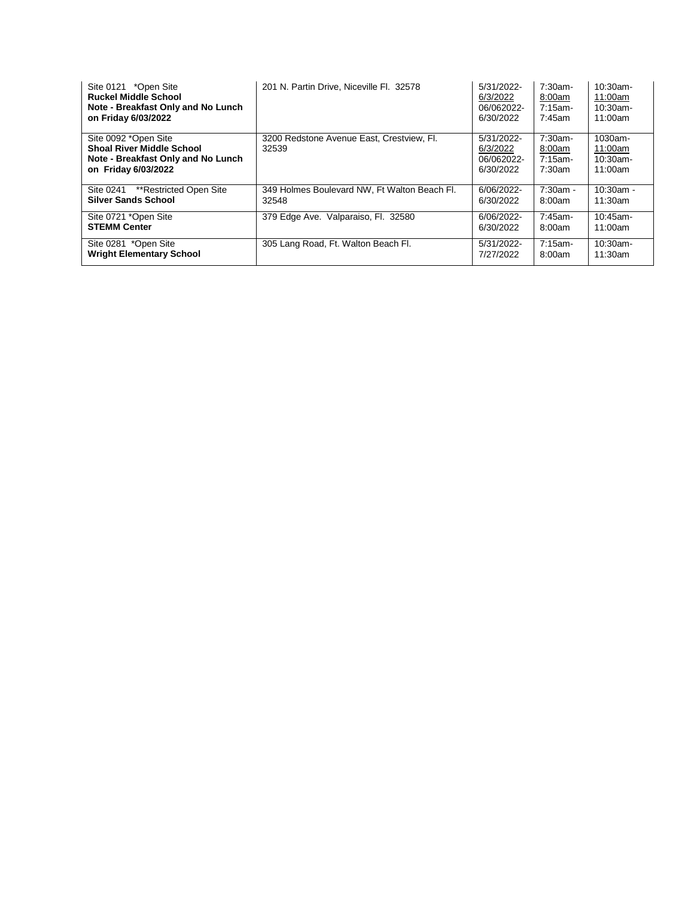| | | | | |
|---|---|---|---|---|
| Site 0121 *Open Site<br>**Ruckel Middle School**<br>**Note - Breakfast Only and No Lunch on Friday 6/03/2022** | 201 N. Partin Drive, Niceville Fl. 32578 | 5/31/2022-<br>6/3/2022<br>06/062022-<br>6/30/2022 | 7:30am-<br>8:00am<br>7:15am-<br>7:45am | 10:30am-<br>11:00am<br>10:30am-<br>11:00am |
| Site 0092 *Open Site<br>**Shoal River Middle School**<br>**Note - Breakfast Only and No Lunch on Friday 6/03/2022** | 3200 Redstone Avenue East, Crestview, Fl. 32539 | 5/31/2022-<br>6/3/2022<br>06/062022-<br>6/30/2022 | 7:30am-<br>8:00am<br>7:15am-<br>7:30am | 1030am-<br>11:00am<br>10:30am-<br>11:00am |
| Site 0241 **Restricted Open Site<br>**Silver Sands School** | 349 Holmes Boulevard NW, Ft Walton Beach Fl. 32548 | 6/06/2022-<br>6/30/2022 | 7:30am -<br>8:00am | 10:30am -<br>11:30am |
| Site 0721 *Open Site<br>**STEMM Center** | 379 Edge Ave. Valparaiso, Fl. 32580 | 6/06/2022-<br>6/30/2022 | 7:45am-<br>8:00am | 10:45am-<br>11:00am |
| Site 0281 *Open Site<br>**Wright Elementary School** | 305 Lang Road, Ft. Walton Beach Fl. | 5/31/2022-<br>7/27/2022 | 7:15am-<br>8:00am | 10:30am-<br>11:30am |